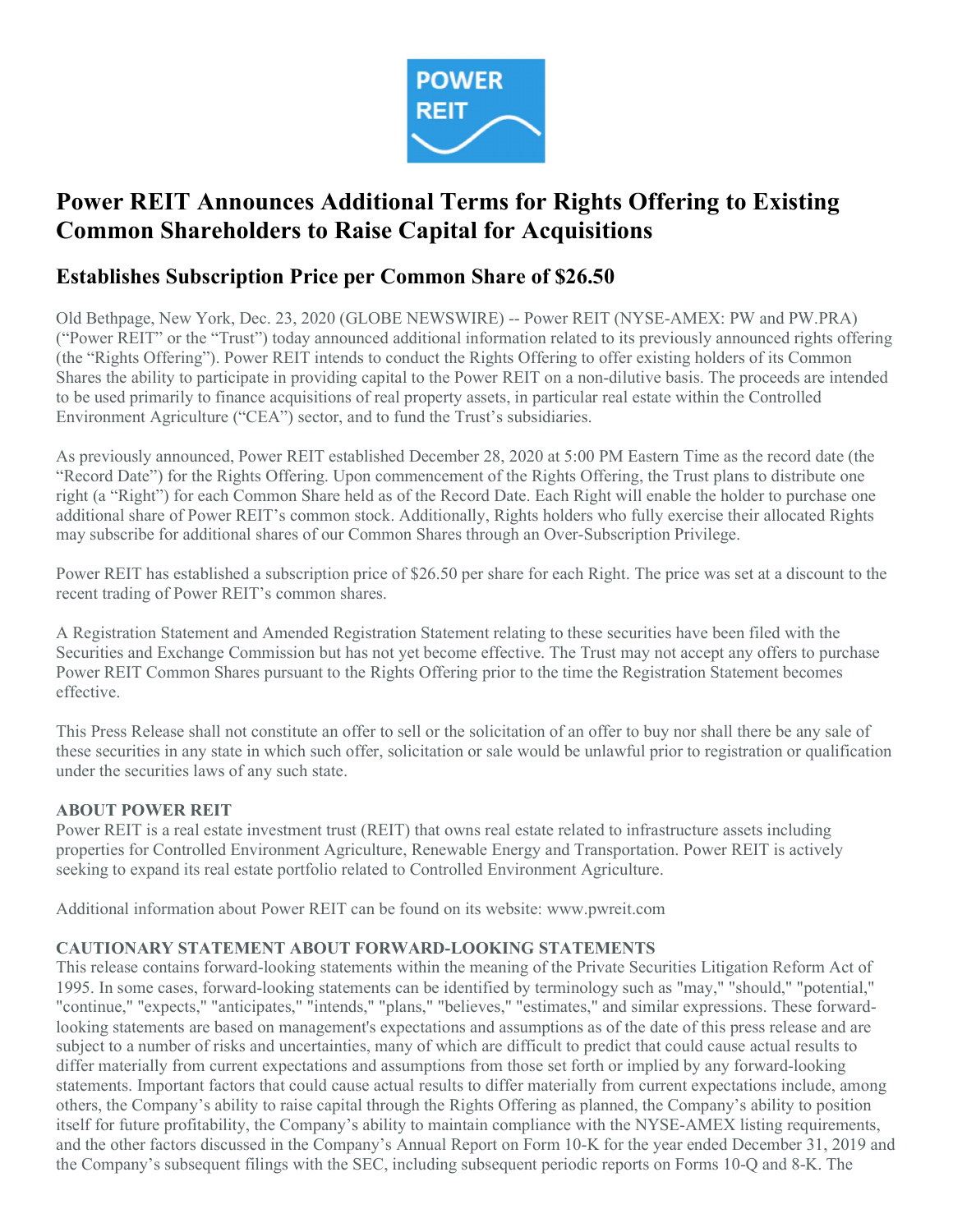# Power REIT Announces Additional Terms for Rights Offering to Existing Common Shareholders to Raise Capital for Acquisitions

## Establishes Subscription Price per Common Share of $26.50

Old Bethpage, New York, Dec. 23, 2020 (GLOBE NEWSWIRE) -- Power REIT (NYSE-AMEX: PW and PW.PRA) ("Power REIT" or the "Trust") today announced additional information related to its previously announced rights offering (the "Rights Offering"). Power REIT intends to conduct the Rights Offering to offer existing holders of its Common Shares the ability to participate in providing capital to the Power REIT on a non-dilutive basis. The proceeds are intended to be used primarily to finance acquisitions of real property assets, in particular real estate within the Controlled Environment Agriculture ("CEA") sector, and to fund the Trust's subsidiaries.

As previously announced, Power REIT established December 28, 2020 at 5:00 PM Eastern Time as the record date (the "Record Date") for the Rights Offering. Upon commencement of the Rights Offering, the Trust plans to distribute one right (a "Right") for each Common Share held as of the Record Date. Each Right will enable the holder to purchase one additional share of Power REIT's common stock. Additionally, Rights holders who fully exercise their allocated Rights may subscribe for additional shares of our Common Shares through an Over-Subscription Privilege.

Power REIT has established a subscription price of $26.50 per share for each Right. The price was set at a discount to the recent trading of Power REIT's common shares.

A Registration Statement and Amended Registration Statement relating to these securities have been filed with the Securities and Exchange Commission but has not yet become effective. The Trust may not accept any offers to purchase Power REIT Common Shares pursuant to the Rights Offering prior to the time the Registration Statement becomes effective.

This Press Release shall not constitute an offer to sell or the solicitation of an offer to buy nor shall there be any sale of these securities in any state in which such offer, solicitation or sale would be unlawful prior to registration or qualification under the securities laws of any such state.

**ABOUT POWER REIT**

Power REIT is a real estate investment trust (REIT) that owns real estate related to infrastructure assets including properties for Controlled Environment Agriculture, Renewable Energy and Transportation. Power REIT is actively seeking to expand its real estate portfolio related to Controlled Environment Agriculture.

Additional information about Power REIT can be found on its website: www.pwreit.com

**CAUTIONARY STATEMENT ABOUT FORWARD-LOOKING STATEMENTS**

This release contains forward-looking statements within the meaning of the Private Securities Litigation Reform Act of 1995. In some cases, forward-looking statements can be identified by terminology such as "may," "should," "potential," "continue," "expects," "anticipates," "intends," "plans," "believes," "estimates," and similar expressions. These forward-looking statements are based on management's expectations and assumptions as of the date of this press release and are subject to a number of risks and uncertainties, many of which are difficult to predict that could cause actual results to differ materially from current expectations and assumptions from those set forth or implied by any forward-looking statements. Important factors that could cause actual results to differ materially from current expectations include, among others, the Company's ability to raise capital through the Rights Offering as planned, the Company's ability to position itself for future profitability, the Company's ability to maintain compliance with the NYSE-AMEX listing requirements, and the other factors discussed in the Company's Annual Report on Form 10-K for the year ended December 31, 2019 and the Company's subsequent filings with the SEC, including subsequent periodic reports on Forms 10-Q and 8-K. The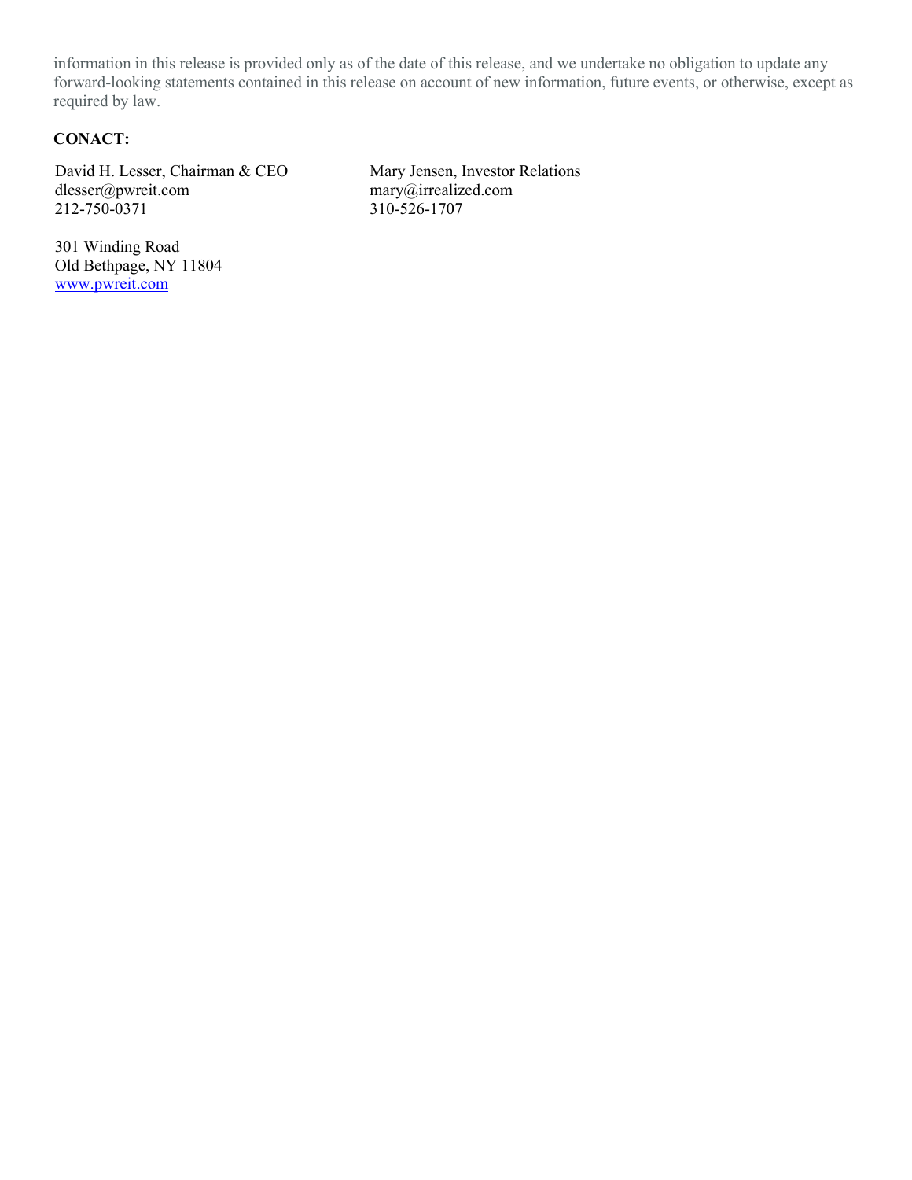information in this release is provided only as of the date of this release, and we undertake no obligation to update any forward-looking statements contained in this release on account of new information, future events, or otherwise, except as required by law.

**CONACT:**

David H. Lesser, Chairman & CEO
dlesser@pwreit.com
212-750-0371

Mary Jensen, Investor Relations
mary@irrealized.com
310-526-1707

301 Winding Road
Old Bethpage, NY 11804
www.pwreit.com